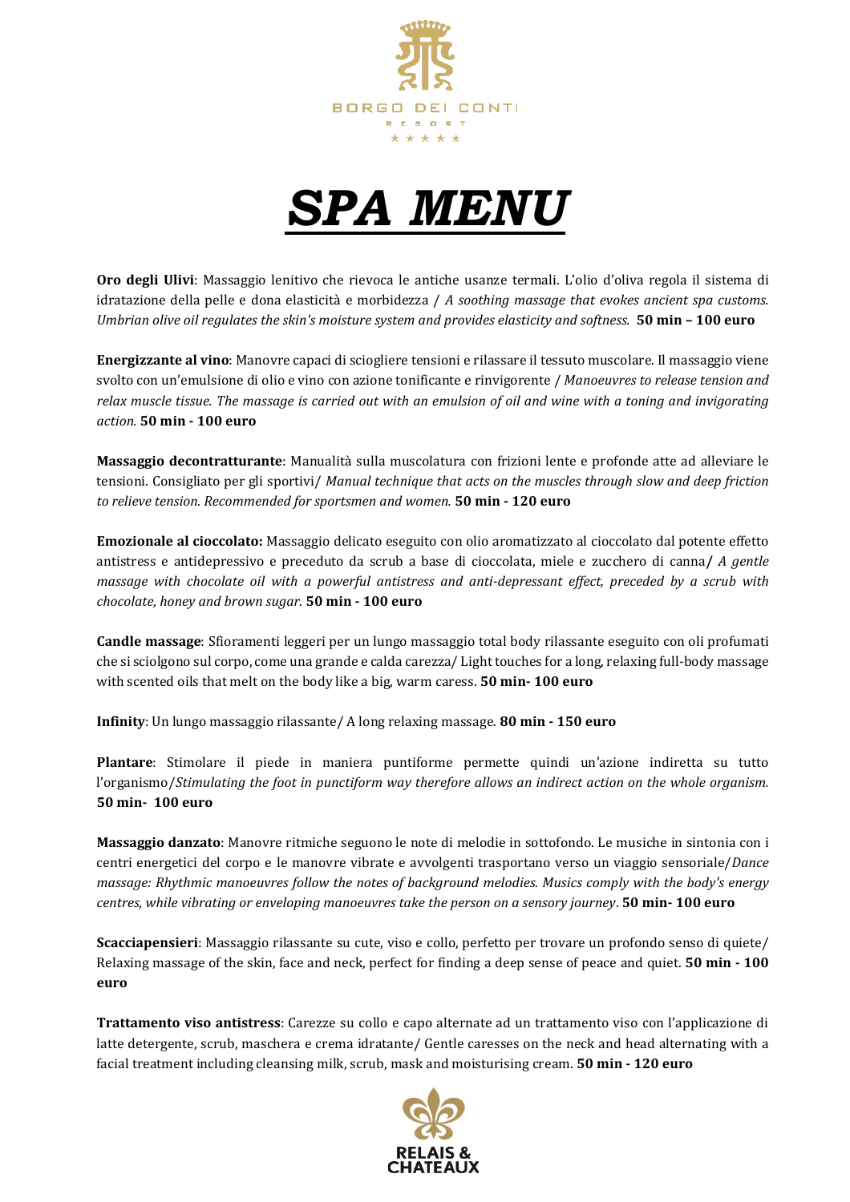BORGO DEI CONTI

RESORT

★ ★ ★ ★ ★

# *SPA MENU*

**Oro degli Ulivi**: Massaggio lenitivo che rievoca le antiche usanze termali. L'olio d'oliva regola il sistema di idratazione della pelle e dona elasticità e morbidezza / *A soothing massage that evokes ancient spa customs. Umbrian olive oil regulates the skin's moisture system and provides elasticity and softness.* **50 min – 100 euro**

**Energizzante al vino**: Manovre capaci di sciogliere tensioni e rilassare il tessuto muscolare. Il massaggio viene svolto con un'emulsione di olio e vino con azione tonificante e rinvigorente / *Manoeuvres to release tension and relax muscle tissue. The massage is carried out with an emulsion of oil and wine with a toning and invigorating action.* **50 min - 100 euro**

**Massaggio decontratturante**: Manualità sulla muscolatura con frizioni lente e profonde atte ad alleviare le tensioni. Consigliato per gli sportivi/ *Manual technique that acts on the muscles through slow and deep friction to relieve tension. Recommended for sportsmen and women.* **50 min - 120 euro**

**Emozionale al cioccolato:** Massaggio delicato eseguito con olio aromatizzato al cioccolato dal potente effetto antistress e antidepressivo e preceduto da scrub a base di cioccolata, miele e zucchero di canna**/** *A gentle massage with chocolate oil with a powerful antistress and anti-depressant effect, preceded by a scrub with chocolate, honey and brown sugar.* **50 min - 100 euro**

**Candle massage**: Sfioramenti leggeri per un lungo massaggio total body rilassante eseguito con oli profumati che si sciolgono sul corpo, come una grande e calda carezza/ Light touches for a long, relaxing full-body massage with scented oils that melt on the body like a big, warm caress. **50 min- 100 euro**

**Infinity**: Un lungo massaggio rilassante/ A long relaxing massage. **80 min - 150 euro**

**Plantare**: Stimolare il piede in maniera puntiforme permette quindi un'azione indiretta su tutto l'organismo/*Stimulating the foot in punctiform way therefore allows an indirect action on the whole organism.* **50 min- 100 euro**

**Massaggio danzato**: Manovre ritmiche seguono le note di melodie in sottofondo. Le musiche in sintonia con i centri energetici del corpo e le manovre vibrate e avvolgenti trasportano verso un viaggio sensoriale/*Dance massage: Rhythmic manoeuvres follow the notes of background melodies. Musics comply with the body's energy centres, while vibrating or enveloping manoeuvres take the person on a sensory journey*. **50 min- 100 euro**

**Scacciapensieri**: Massaggio rilassante su cute, viso e collo, perfetto per trovare un profondo senso di quiete/ Relaxing massage of the skin, face and neck, perfect for finding a deep sense of peace and quiet. **50 min - 100 euro**

**Trattamento viso antistress**: Carezze su collo e capo alternate ad un trattamento viso con l'applicazione di latte detergente, scrub, maschera e crema idratante/ Gentle caresses on the neck and head alternating with a facial treatment including cleansing milk, scrub, mask and moisturising cream. **50 min - 120 euro**

RELAIS & CHATEAUX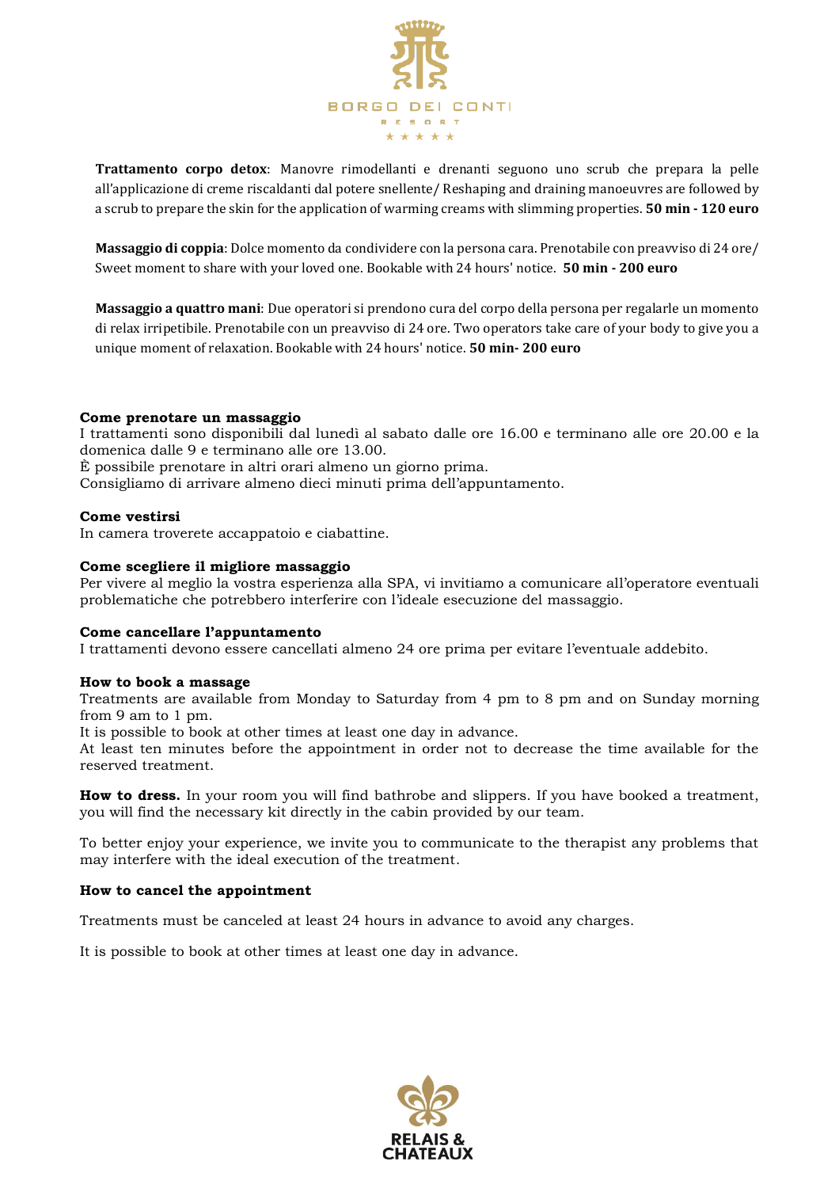**Trattamento corpo detox**: Manovre rimodellanti e drenanti seguono uno scrub che prepara la pelle all'applicazione di creme riscaldanti dal potere snellente/ Reshaping and draining manoeuvres are followed by a scrub to prepare the skin for the application of warming creams with slimming properties. **50 min - 120 euro**

**Massaggio di coppia**: Dolce momento da condividere con la persona cara. Prenotabile con preavviso di 24 ore/ Sweet moment to share with your loved one. Bookable with 24 hours' notice. **50 min - 200 euro**

**Massaggio a quattro mani**: Due operatori si prendono cura del corpo della persona per regalarle un momento di relax irripetibile. Prenotabile con un preavviso di 24 ore. Two operators take care of your body to give you a unique moment of relaxation. Bookable with 24 hours' notice. **50 min- 200 euro**

**Come prenotare un massaggio**

I trattamenti sono disponibili dal lunedì al sabato dalle ore 16.00 e terminano alle ore 20.00 e la domenica dalle 9 e terminano alle ore 13.00.
È possibile prenotare in altri orari almeno un giorno prima.
Consigliamo di arrivare almeno dieci minuti prima dell'appuntamento.

**Come vestirsi**

In camera troverete accappatoio e ciabattine.

**Come scegliere il migliore massaggio**

Per vivere al meglio la vostra esperienza alla SPA, vi invitiamo a comunicare all'operatore eventuali problematiche che potrebbero interferire con l'ideale esecuzione del massaggio.

**Come cancellare l'appuntamento**

I trattamenti devono essere cancellati almeno 24 ore prima per evitare l'eventuale addebito.

**How to book a massage**

Treatments are available from Monday to Saturday from 4 pm to 8 pm and on Sunday morning from 9 am to 1 pm.
It is possible to book at other times at least one day in advance.
At least ten minutes before the appointment in order not to decrease the time available for the reserved treatment.

**How to dress.** In your room you will find bathrobe and slippers. If you have booked a treatment, you will find the necessary kit directly in the cabin provided by our team.

To better enjoy your experience, we invite you to communicate to the therapist any problems that may interfere with the ideal execution of the treatment.

**How to cancel the appointment**

Treatments must be canceled at least 24 hours in advance to avoid any charges.

It is possible to book at other times at least one day in advance.